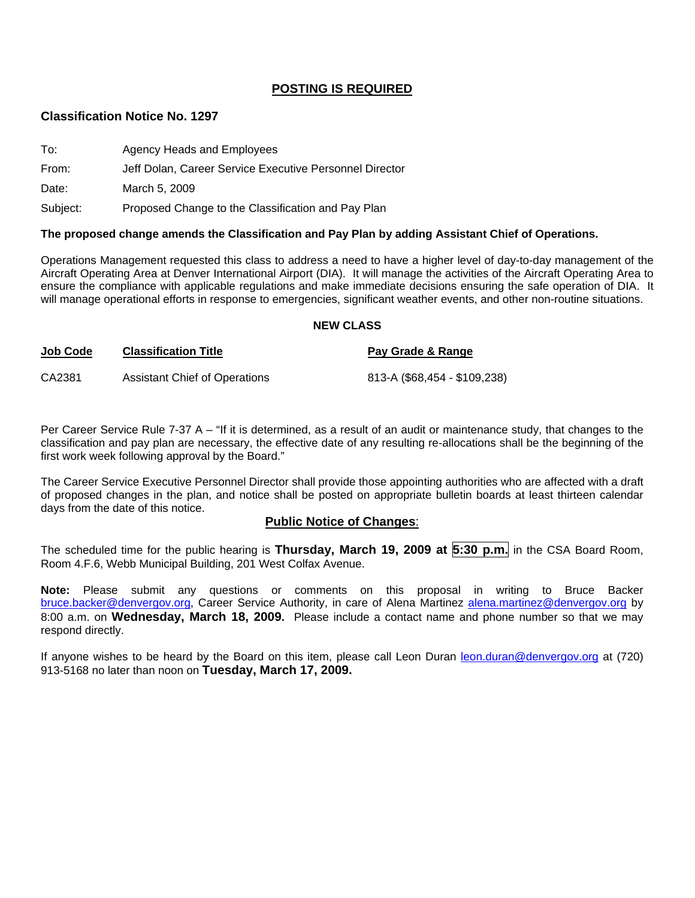## POSTING IS REQUIRED

### Classification Notice No. 1297

To: Agency Heads and Employees

From: Jeff Dolan, Career Service Executive Personnel Director

Date: March 5, 2009

Subject: Proposed Change to the Classification and Pay Plan

**The proposed change amends the Classification and Pay Plan by adding Assistant Chief of Operations.**

Operations Management requested this class to address a need to have a higher level of day-to-day management of the Aircraft Operating Area at Denver International Airport (DIA). It will manage the activities of the Aircraft Operating Area to ensure the compliance with applicable regulations and make immediate decisions ensuring the safe operation of DIA. It will manage operational efforts in response to emergencies, significant weather events, and other non-routine situations.

**NEW CLASS**

| Job Code | Classification Title | Pay Grade & Range |
|---|---|---|
| CA2381 | Assistant Chief of Operations | 813-A ($68,454 - $109,238) |

Per Career Service Rule 7-37 A – "If it is determined, as a result of an audit or maintenance study, that changes to the classification and pay plan are necessary, the effective date of any resulting re-allocations shall be the beginning of the first work week following approval by the Board."

The Career Service Executive Personnel Director shall provide those appointing authorities who are affected with a draft of proposed changes in the plan, and notice shall be posted on appropriate bulletin boards at least thirteen calendar days from the date of this notice.

**Public Notice of Changes**:

The scheduled time for the public hearing is **Thursday, March 19, 2009 at 5:30 p.m.** in the CSA Board Room, Room 4.F.6, Webb Municipal Building, 201 West Colfax Avenue.

**Note:** Please submit any questions or comments on this proposal in writing to Bruce Backer bruce.backer@denvergov.org, Career Service Authority, in care of Alena Martinez alena.martinez@denvergov.org by 8:00 a.m. on **Wednesday, March 18, 2009.** Please include a contact name and phone number so that we may respond directly.

If anyone wishes to be heard by the Board on this item, please call Leon Duran leon.duran@denvergov.org at (720) 913-5168 no later than noon on **Tuesday, March 17, 2009.**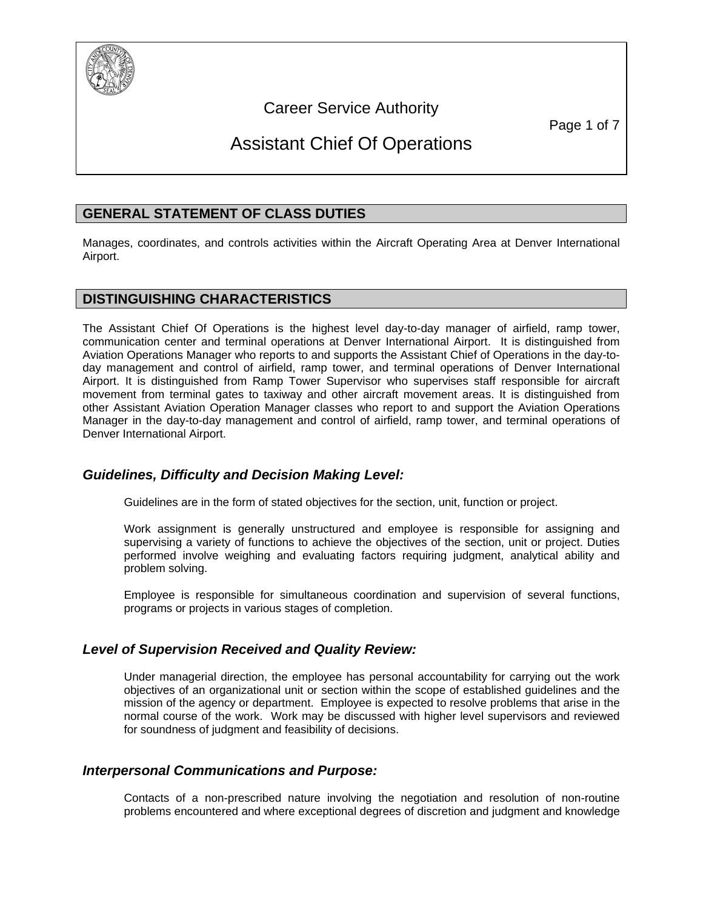# Career Service Authority

# Assistant Chief Of Operations

## GENERAL STATEMENT OF CLASS DUTIES

Manages, coordinates, and controls activities within the Aircraft Operating Area at Denver International Airport.

## DISTINGUISHING CHARACTERISTICS

The Assistant Chief Of Operations is the highest level day-to-day manager of airfield, ramp tower, communication center and terminal operations at Denver International Airport. It is distinguished from Aviation Operations Manager who reports to and supports the Assistant Chief of Operations in the day-to-day management and control of airfield, ramp tower, and terminal operations of Denver International Airport. It is distinguished from Ramp Tower Supervisor who supervises staff responsible for aircraft movement from terminal gates to taxiway and other aircraft movement areas. It is distinguished from other Assistant Aviation Operation Manager classes who report to and support the Aviation Operations Manager in the day-to-day management and control of airfield, ramp tower, and terminal operations of Denver International Airport.

### *Guidelines, Difficulty and Decision Making Level:*

Guidelines are in the form of stated objectives for the section, unit, function or project.

Work assignment is generally unstructured and employee is responsible for assigning and supervising a variety of functions to achieve the objectives of the section, unit or project. Duties performed involve weighing and evaluating factors requiring judgment, analytical ability and problem solving.

Employee is responsible for simultaneous coordination and supervision of several functions, programs or projects in various stages of completion.

### *Level of Supervision Received and Quality Review:*

Under managerial direction, the employee has personal accountability for carrying out the work objectives of an organizational unit or section within the scope of established guidelines and the mission of the agency or department. Employee is expected to resolve problems that arise in the normal course of the work. Work may be discussed with higher level supervisors and reviewed for soundness of judgment and feasibility of decisions.

### *Interpersonal Communications and Purpose:*

Contacts of a non-prescribed nature involving the negotiation and resolution of non-routine problems encountered and where exceptional degrees of discretion and judgment and knowledge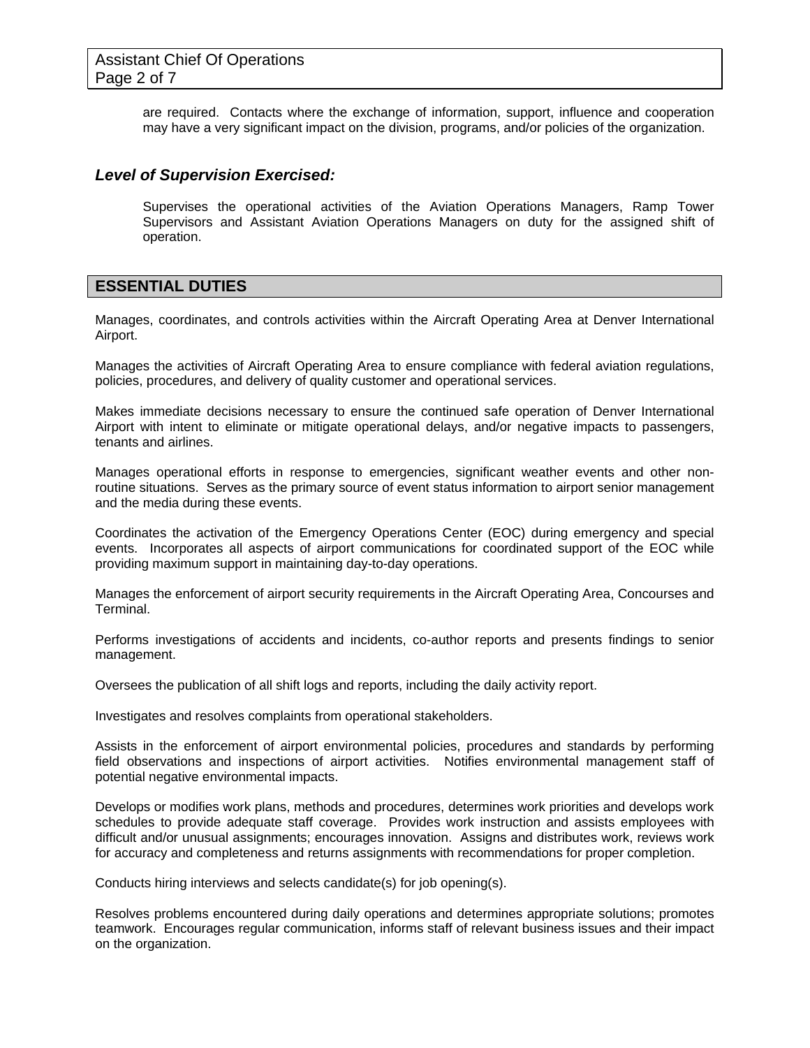are required. Contacts where the exchange of information, support, influence and cooperation may have a very significant impact on the division, programs, and/or policies of the organization.

### *Level of Supervision Exercised:*

Supervises the operational activities of the Aviation Operations Managers, Ramp Tower Supervisors and Assistant Aviation Operations Managers on duty for the assigned shift of operation.

## ESSENTIAL DUTIES

Manages, coordinates, and controls activities within the Aircraft Operating Area at Denver International Airport.

Manages the activities of Aircraft Operating Area to ensure compliance with federal aviation regulations, policies, procedures, and delivery of quality customer and operational services.

Makes immediate decisions necessary to ensure the continued safe operation of Denver International Airport with intent to eliminate or mitigate operational delays, and/or negative impacts to passengers, tenants and airlines.

Manages operational efforts in response to emergencies, significant weather events and other non-routine situations. Serves as the primary source of event status information to airport senior management and the media during these events.

Coordinates the activation of the Emergency Operations Center (EOC) during emergency and special events. Incorporates all aspects of airport communications for coordinated support of the EOC while providing maximum support in maintaining day-to-day operations.

Manages the enforcement of airport security requirements in the Aircraft Operating Area, Concourses and Terminal.

Performs investigations of accidents and incidents, co-author reports and presents findings to senior management.

Oversees the publication of all shift logs and reports, including the daily activity report.

Investigates and resolves complaints from operational stakeholders.

Assists in the enforcement of airport environmental policies, procedures and standards by performing field observations and inspections of airport activities. Notifies environmental management staff of potential negative environmental impacts.

Develops or modifies work plans, methods and procedures, determines work priorities and develops work schedules to provide adequate staff coverage. Provides work instruction and assists employees with difficult and/or unusual assignments; encourages innovation. Assigns and distributes work, reviews work for accuracy and completeness and returns assignments with recommendations for proper completion.

Conducts hiring interviews and selects candidate(s) for job opening(s).

Resolves problems encountered during daily operations and determines appropriate solutions; promotes teamwork. Encourages regular communication, informs staff of relevant business issues and their impact on the organization.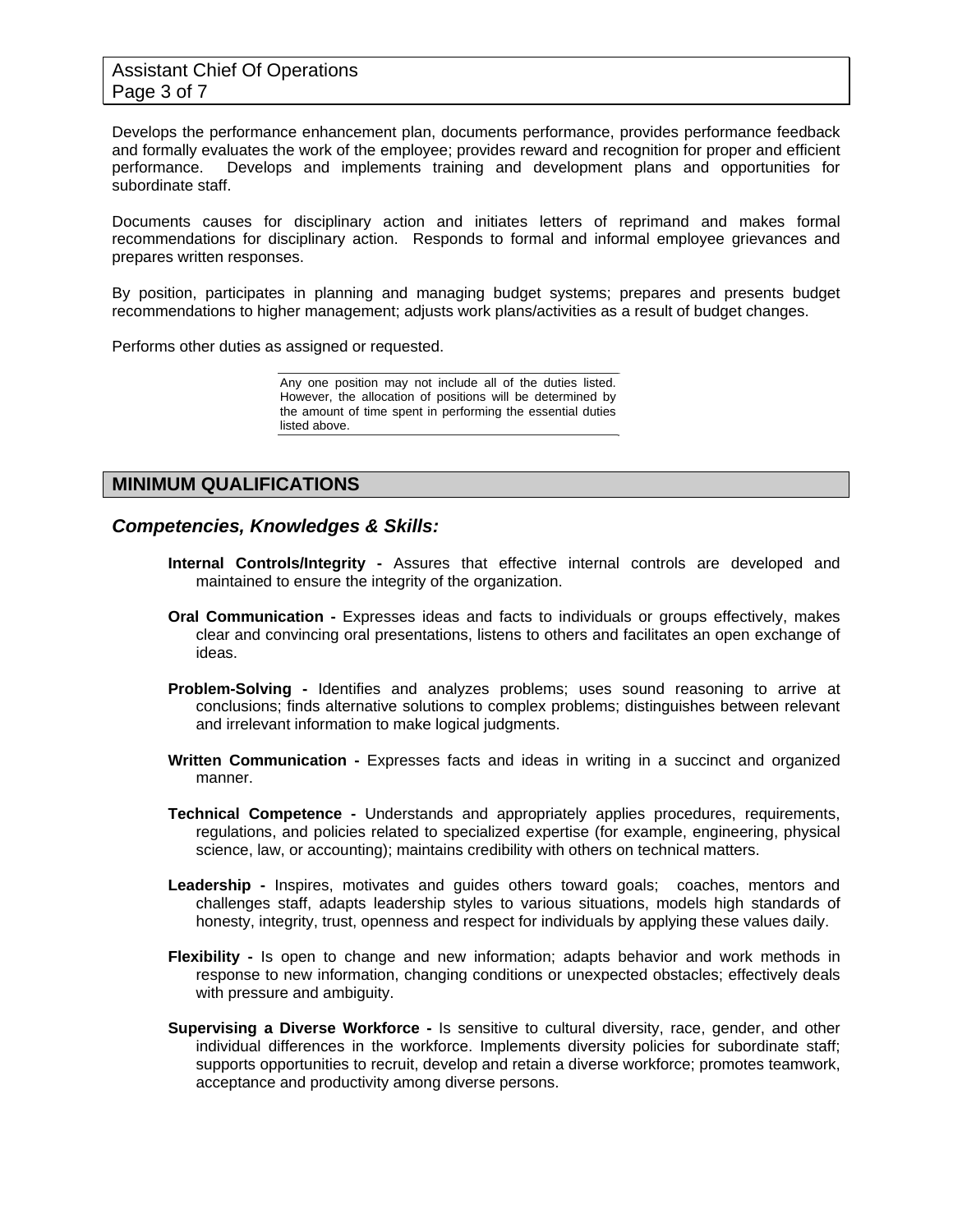Develops the performance enhancement plan, documents performance, provides performance feedback and formally evaluates the work of the employee; provides reward and recognition for proper and efficient performance. Develops and implements training and development plans and opportunities for subordinate staff.

Documents causes for disciplinary action and initiates letters of reprimand and makes formal recommendations for disciplinary action. Responds to formal and informal employee grievances and prepares written responses.

By position, participates in planning and managing budget systems; prepares and presents budget recommendations to higher management; adjusts work plans/activities as a result of budget changes.

Performs other duties as assigned or requested.

Any one position may not include all of the duties listed. However, the allocation of positions will be determined by the amount of time spent in performing the essential duties listed above.

## MINIMUM QUALIFICATIONS

### *Competencies, Knowledges & Skills:*

**Internal Controls/Integrity -** Assures that effective internal controls are developed and maintained to ensure the integrity of the organization.

**Oral Communication -** Expresses ideas and facts to individuals or groups effectively, makes clear and convincing oral presentations, listens to others and facilitates an open exchange of ideas.

**Problem-Solving -** Identifies and analyzes problems; uses sound reasoning to arrive at conclusions; finds alternative solutions to complex problems; distinguishes between relevant and irrelevant information to make logical judgments.

**Written Communication -** Expresses facts and ideas in writing in a succinct and organized manner.

**Technical Competence -** Understands and appropriately applies procedures, requirements, regulations, and policies related to specialized expertise (for example, engineering, physical science, law, or accounting); maintains credibility with others on technical matters.

**Leadership -** Inspires, motivates and guides others toward goals; coaches, mentors and challenges staff, adapts leadership styles to various situations, models high standards of honesty, integrity, trust, openness and respect for individuals by applying these values daily.

**Flexibility -** Is open to change and new information; adapts behavior and work methods in response to new information, changing conditions or unexpected obstacles; effectively deals with pressure and ambiguity.

**Supervising a Diverse Workforce -** Is sensitive to cultural diversity, race, gender, and other individual differences in the workforce. Implements diversity policies for subordinate staff; supports opportunities to recruit, develop and retain a diverse workforce; promotes teamwork, acceptance and productivity among diverse persons.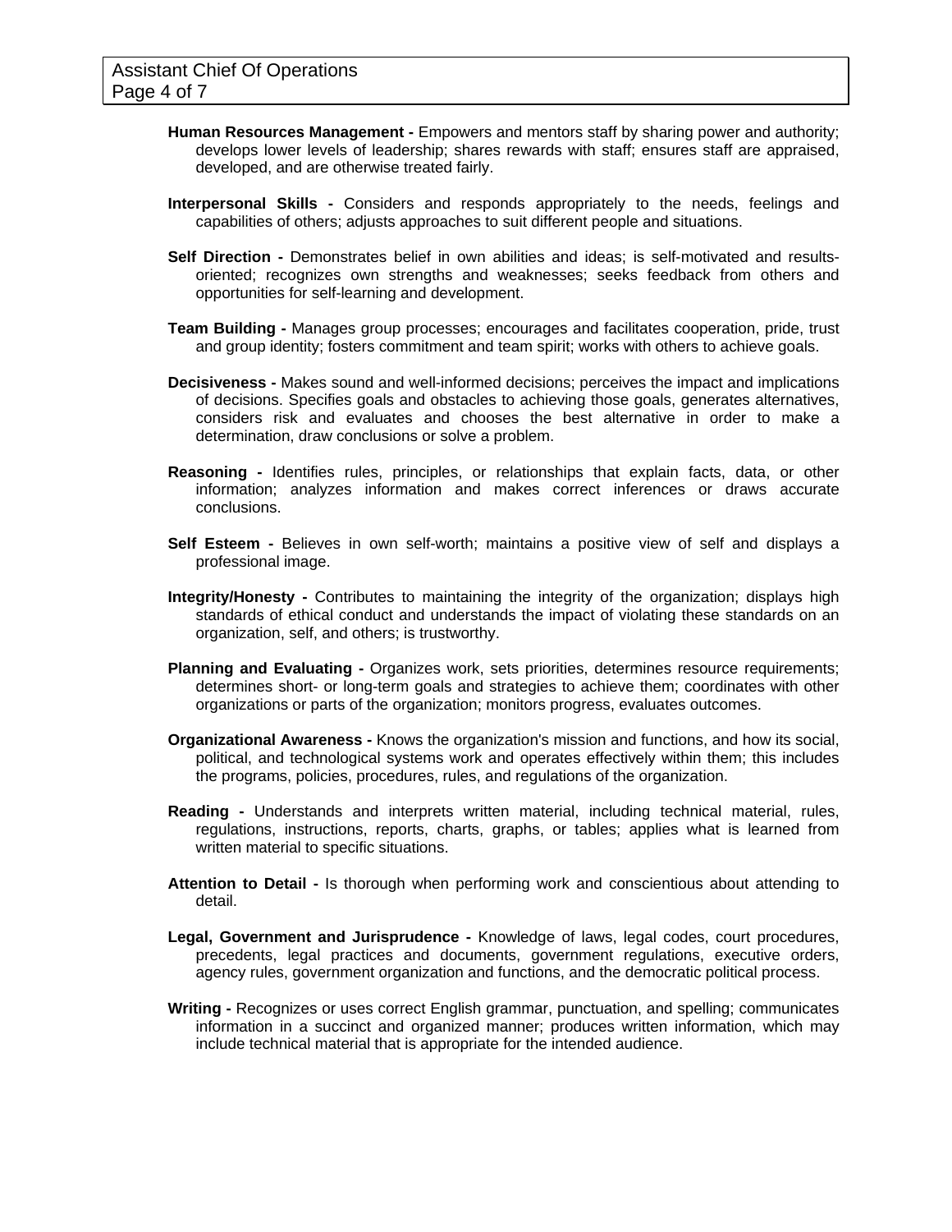**Human Resources Management -** Empowers and mentors staff by sharing power and authority; develops lower levels of leadership; shares rewards with staff; ensures staff are appraised, developed, and are otherwise treated fairly.

**Interpersonal Skills -** Considers and responds appropriately to the needs, feelings and capabilities of others; adjusts approaches to suit different people and situations.

**Self Direction -** Demonstrates belief in own abilities and ideas; is self-motivated and results-oriented; recognizes own strengths and weaknesses; seeks feedback from others and opportunities for self-learning and development.

**Team Building -** Manages group processes; encourages and facilitates cooperation, pride, trust and group identity; fosters commitment and team spirit; works with others to achieve goals.

**Decisiveness -** Makes sound and well-informed decisions; perceives the impact and implications of decisions. Specifies goals and obstacles to achieving those goals, generates alternatives, considers risk and evaluates and chooses the best alternative in order to make a determination, draw conclusions or solve a problem.

**Reasoning -** Identifies rules, principles, or relationships that explain facts, data, or other information; analyzes information and makes correct inferences or draws accurate conclusions.

**Self Esteem -** Believes in own self-worth; maintains a positive view of self and displays a professional image.

**Integrity/Honesty -** Contributes to maintaining the integrity of the organization; displays high standards of ethical conduct and understands the impact of violating these standards on an organization, self, and others; is trustworthy.

**Planning and Evaluating -** Organizes work, sets priorities, determines resource requirements; determines short- or long-term goals and strategies to achieve them; coordinates with other organizations or parts of the organization; monitors progress, evaluates outcomes.

**Organizational Awareness -** Knows the organization's mission and functions, and how its social, political, and technological systems work and operates effectively within them; this includes the programs, policies, procedures, rules, and regulations of the organization.

**Reading -** Understands and interprets written material, including technical material, rules, regulations, instructions, reports, charts, graphs, or tables; applies what is learned from written material to specific situations.

**Attention to Detail -** Is thorough when performing work and conscientious about attending to detail.

**Legal, Government and Jurisprudence -** Knowledge of laws, legal codes, court procedures, precedents, legal practices and documents, government regulations, executive orders, agency rules, government organization and functions, and the democratic political process.

**Writing -** Recognizes or uses correct English grammar, punctuation, and spelling; communicates information in a succinct and organized manner; produces written information, which may include technical material that is appropriate for the intended audience.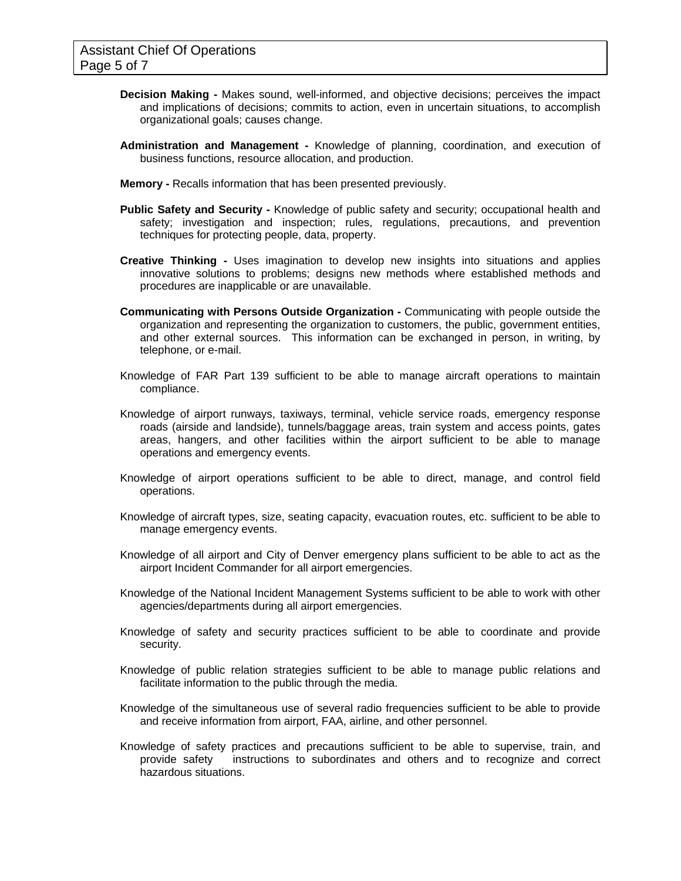**Decision Making -** Makes sound, well-informed, and objective decisions; perceives the impact and implications of decisions; commits to action, even in uncertain situations, to accomplish organizational goals; causes change.

**Administration and Management -** Knowledge of planning, coordination, and execution of business functions, resource allocation, and production.

**Memory -** Recalls information that has been presented previously.

**Public Safety and Security -** Knowledge of public safety and security; occupational health and safety; investigation and inspection; rules, regulations, precautions, and prevention techniques for protecting people, data, property.

**Creative Thinking -** Uses imagination to develop new insights into situations and applies innovative solutions to problems; designs new methods where established methods and procedures are inapplicable or are unavailable.

**Communicating with Persons Outside Organization -** Communicating with people outside the organization and representing the organization to customers, the public, government entities, and other external sources. This information can be exchanged in person, in writing, by telephone, or e-mail.

Knowledge of FAR Part 139 sufficient to be able to manage aircraft operations to maintain compliance.

Knowledge of airport runways, taxiways, terminal, vehicle service roads, emergency response roads (airside and landside), tunnels/baggage areas, train system and access points, gates areas, hangers, and other facilities within the airport sufficient to be able to manage operations and emergency events.

Knowledge of airport operations sufficient to be able to direct, manage, and control field operations.

Knowledge of aircraft types, size, seating capacity, evacuation routes, etc. sufficient to be able to manage emergency events.

Knowledge of all airport and City of Denver emergency plans sufficient to be able to act as the airport Incident Commander for all airport emergencies.

Knowledge of the National Incident Management Systems sufficient to be able to work with other agencies/departments during all airport emergencies.

Knowledge of safety and security practices sufficient to be able to coordinate and provide security.

Knowledge of public relation strategies sufficient to be able to manage public relations and facilitate information to the public through the media.

Knowledge of the simultaneous use of several radio frequencies sufficient to be able to provide and receive information from airport, FAA, airline, and other personnel.

Knowledge of safety practices and precautions sufficient to be able to supervise, train, and provide safety instructions to subordinates and others and to recognize and correct hazardous situations.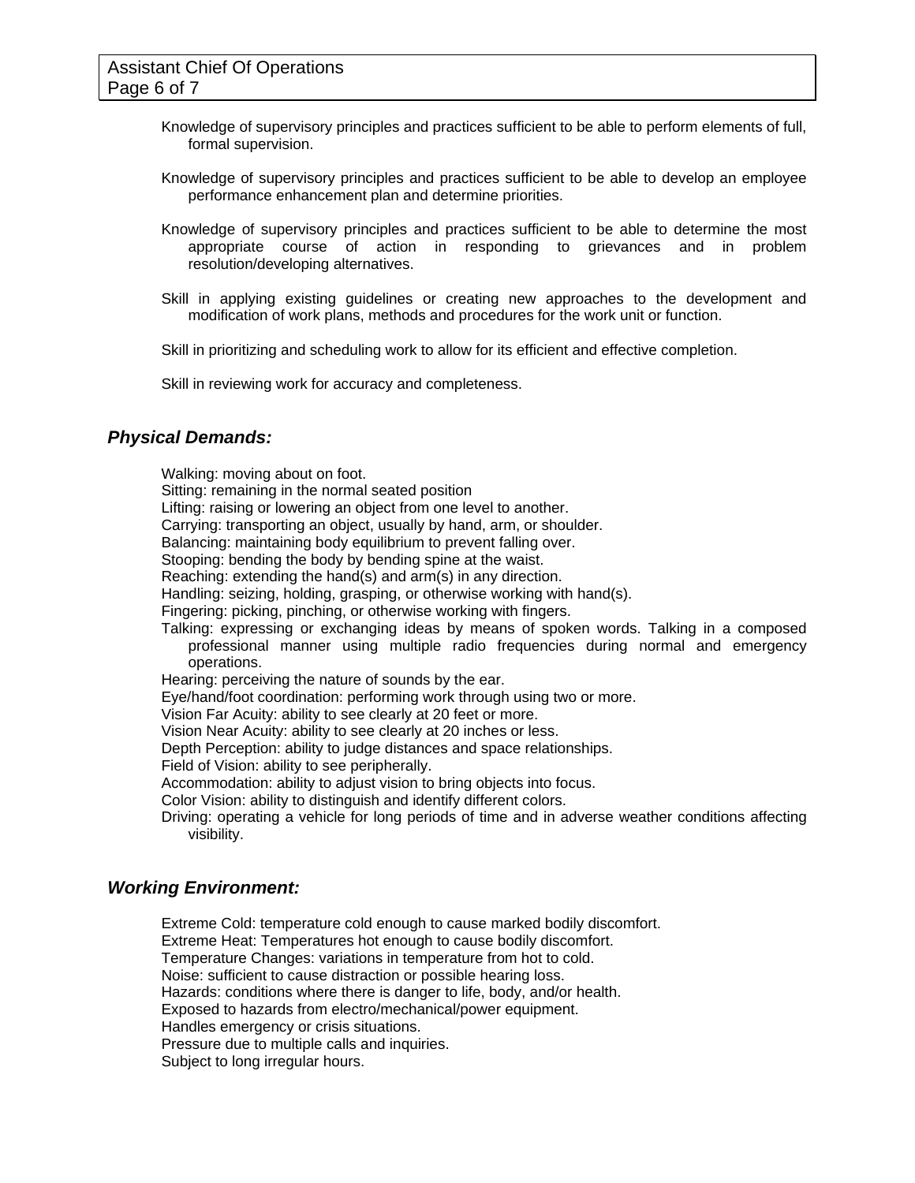Knowledge of supervisory principles and practices sufficient to be able to perform elements of full, formal supervision.

Knowledge of supervisory principles and practices sufficient to be able to develop an employee performance enhancement plan and determine priorities.

Knowledge of supervisory principles and practices sufficient to be able to determine the most appropriate course of action in responding to grievances and in problem resolution/developing alternatives.

Skill in applying existing guidelines or creating new approaches to the development and modification of work plans, methods and procedures for the work unit or function.

Skill in prioritizing and scheduling work to allow for its efficient and effective completion.

Skill in reviewing work for accuracy and completeness.

### *Physical Demands:*

Walking: moving about on foot.
Sitting: remaining in the normal seated position
Lifting: raising or lowering an object from one level to another.
Carrying: transporting an object, usually by hand, arm, or shoulder.
Balancing: maintaining body equilibrium to prevent falling over.
Stooping: bending the body by bending spine at the waist.
Reaching: extending the hand(s) and arm(s) in any direction.
Handling: seizing, holding, grasping, or otherwise working with hand(s).
Fingering: picking, pinching, or otherwise working with fingers.
Talking: expressing or exchanging ideas by means of spoken words. Talking in a composed professional manner using multiple radio frequencies during normal and emergency operations.
Hearing: perceiving the nature of sounds by the ear.
Eye/hand/foot coordination: performing work through using two or more.
Vision Far Acuity: ability to see clearly at 20 feet or more.
Vision Near Acuity: ability to see clearly at 20 inches or less.
Depth Perception: ability to judge distances and space relationships.
Field of Vision: ability to see peripherally.
Accommodation: ability to adjust vision to bring objects into focus.
Color Vision: ability to distinguish and identify different colors.
Driving: operating a vehicle for long periods of time and in adverse weather conditions affecting visibility.

### *Working Environment:*

Extreme Cold: temperature cold enough to cause marked bodily discomfort.
Extreme Heat: Temperatures hot enough to cause bodily discomfort.
Temperature Changes: variations in temperature from hot to cold.
Noise: sufficient to cause distraction or possible hearing loss.
Hazards: conditions where there is danger to life, body, and/or health.
Exposed to hazards from electro/mechanical/power equipment.
Handles emergency or crisis situations.
Pressure due to multiple calls and inquiries.
Subject to long irregular hours.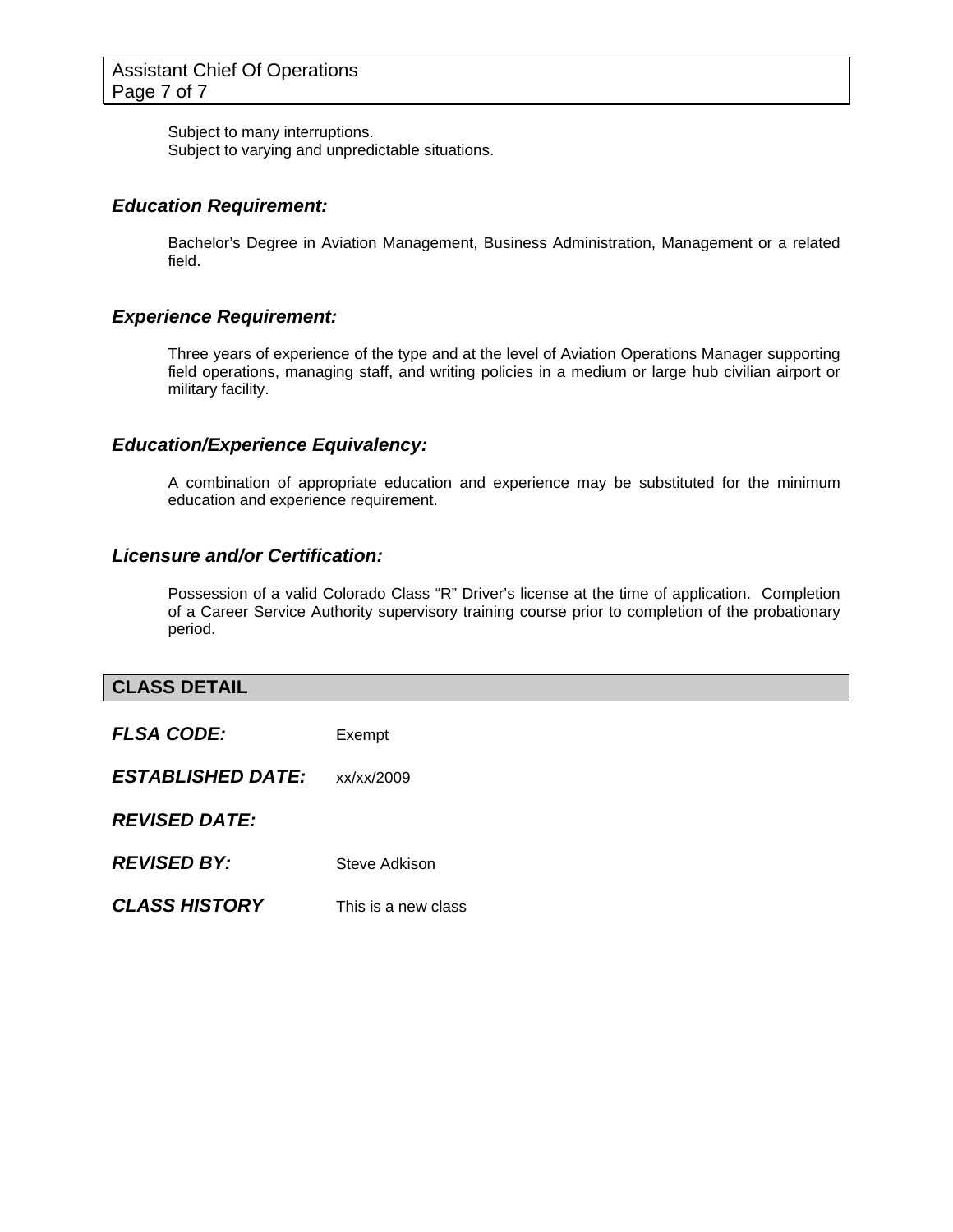Subject to many interruptions.
Subject to varying and unpredictable situations.

### *Education Requirement:*

Bachelor's Degree in Aviation Management, Business Administration, Management or a related field.

### *Experience Requirement:*

Three years of experience of the type and at the level of Aviation Operations Manager supporting field operations, managing staff, and writing policies in a medium or large hub civilian airport or military facility.

### *Education/Experience Equivalency:*

A combination of appropriate education and experience may be substituted for the minimum education and experience requirement.

### *Licensure and/or Certification:*

Possession of a valid Colorado Class "R" Driver's license at the time of application. Completion of a Career Service Authority supervisory training course prior to completion of the probationary period.

## CLASS DETAIL

***FLSA CODE:*** Exempt

***ESTABLISHED DATE:*** xx/xx/2009

***REVISED DATE:***

***REVISED BY:*** Steve Adkison

***CLASS HISTORY*** This is a new class